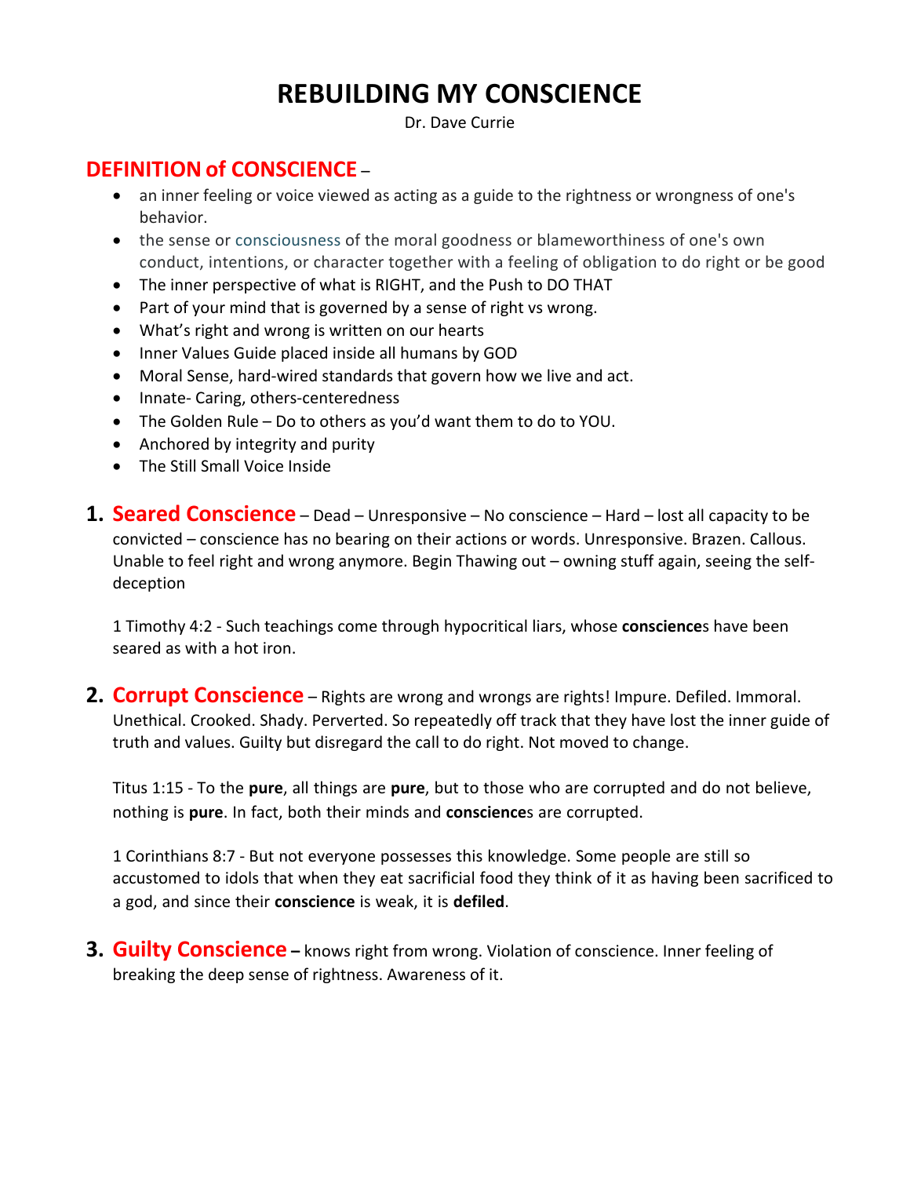# REBUILDING MY CONSCIENCE

Dr. Dave Currie

## DEFINITION of CONSCIENCE –

- an inner feeling or voice viewed as acting as a guide to the rightness or wrongness of one's behavior.
- the sense or consciousness of the moral goodness or blameworthiness of one's own conduct, intentions, or character together with a feeling of obligation to do right or be good
- The inner perspective of what is RIGHT, and the Push to DO THAT
- Part of your mind that is governed by a sense of right vs wrong.
- What's right and wrong is written on our hearts
- Inner Values Guide placed inside all humans by GOD
- Moral Sense, hard-wired standards that govern how we live and act.
- Innate- Caring, others-centeredness
- The Golden Rule – Do to others as you'd want them to do to YOU.
- Anchored by integrity and purity
- The Still Small Voice Inside

1. **Seared Conscience** – Dead – Unresponsive – No conscience – Hard – lost all capacity to be convicted – conscience has no bearing on their actions or words. Unresponsive. Brazen. Callous. Unable to feel right and wrong anymore. Begin Thawing out – owning stuff again, seeing the self-deception

   1 Timothy 4:2 - Such teachings come through hypocritical liars, whose **conscience**s have been seared as with a hot iron.

2. **Corrupt Conscience** – Rights are wrong and wrongs are rights! Impure. Defiled. Immoral. Unethical. Crooked. Shady. Perverted. So repeatedly off track that they have lost the inner guide of truth and values. Guilty but disregard the call to do right. Not moved to change.

   Titus 1:15 - To the **pure**, all things are **pure**, but to those who are corrupted and do not believe, nothing is **pure**. In fact, both their minds and **conscience**s are corrupted.

   1 Corinthians 8:7 - But not everyone possesses this knowledge. Some people are still so accustomed to idols that when they eat sacrificial food they think of it as having been sacrificed to a god, and since their **conscience** is weak, it is **defiled**.

3. **Guilty Conscience –** knows right from wrong. Violation of conscience. Inner feeling of breaking the deep sense of rightness. Awareness of it.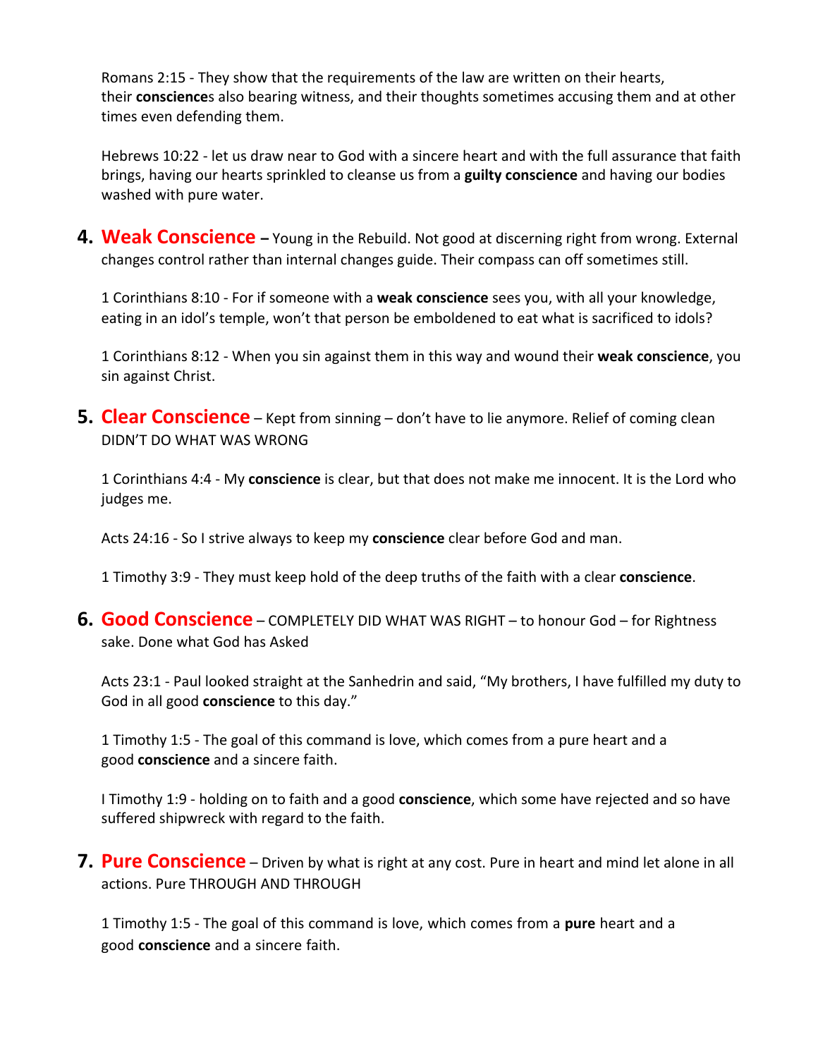Romans 2:15 - They show that the requirements of the law are written on their hearts, their **conscience**s also bearing witness, and their thoughts sometimes accusing them and at other times even defending them.

Hebrews 10:22 - let us draw near to God with a sincere heart and with the full assurance that faith brings, having our hearts sprinkled to cleanse us from a **guilty conscience** and having our bodies washed with pure water.

**4. Weak Conscience –** Young in the Rebuild. Not good at discerning right from wrong. External changes control rather than internal changes guide. Their compass can off sometimes still.

1 Corinthians 8:10 - For if someone with a **weak conscience** sees you, with all your knowledge, eating in an idol's temple, won't that person be emboldened to eat what is sacrificed to idols?

1 Corinthians 8:12 - When you sin against them in this way and wound their **weak conscience**, you sin against Christ.

**5. Clear Conscience** – Kept from sinning – don't have to lie anymore. Relief of coming clean DIDN'T DO WHAT WAS WRONG

1 Corinthians 4:4 - My **conscience** is clear, but that does not make me innocent. It is the Lord who judges me.

Acts 24:16 - So I strive always to keep my **conscience** clear before God and man.

1 Timothy 3:9 - They must keep hold of the deep truths of the faith with a clear **conscience**.

**6. Good Conscience** – COMPLETELY DID WHAT WAS RIGHT – to honour God – for Rightness sake. Done what God has Asked

Acts 23:1 - Paul looked straight at the Sanhedrin and said, "My brothers, I have fulfilled my duty to God in all good **conscience** to this day."

1 Timothy 1:5 - The goal of this command is love, which comes from a pure heart and a good **conscience** and a sincere faith.

I Timothy 1:9 - holding on to faith and a good **conscience**, which some have rejected and so have suffered shipwreck with regard to the faith.

**7. Pure Conscience** – Driven by what is right at any cost. Pure in heart and mind let alone in all actions. Pure THROUGH AND THROUGH

1 Timothy 1:5 - The goal of this command is love, which comes from a **pure** heart and a good **conscience** and a sincere faith.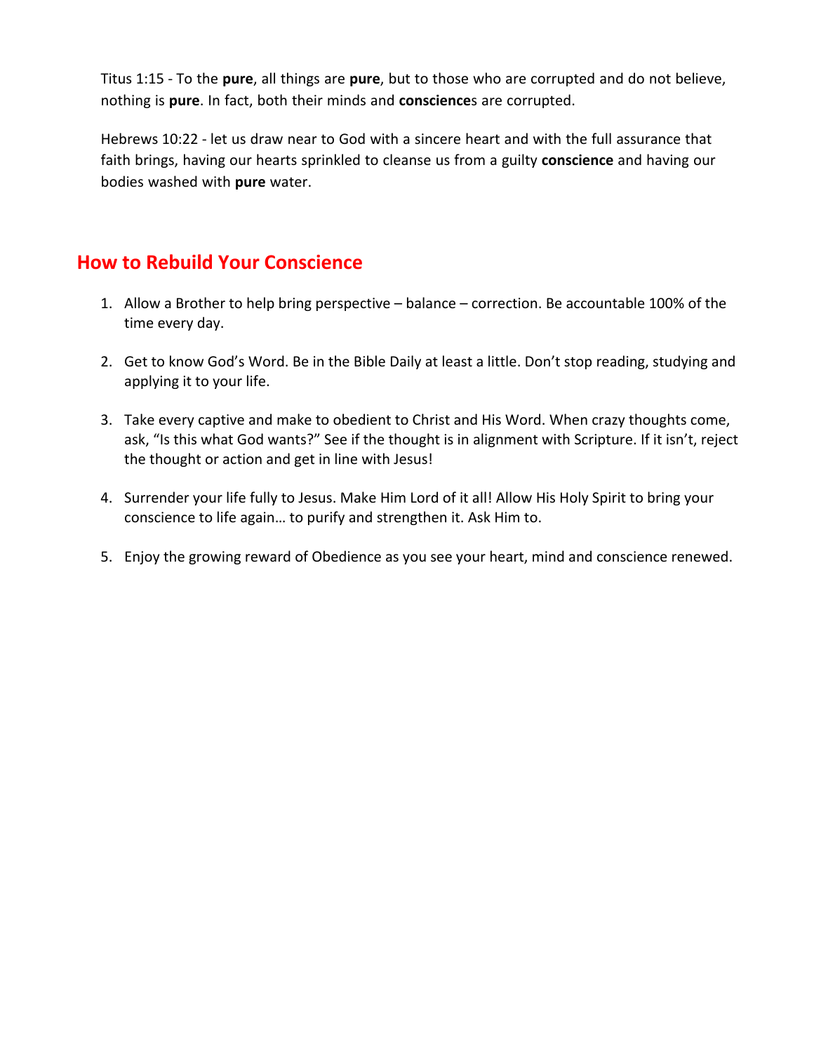Titus 1:15 - To the **pure**, all things are **pure**, but to those who are corrupted and do not believe, nothing is **pure**. In fact, both their minds and **conscience**s are corrupted.

Hebrews 10:22 - let us draw near to God with a sincere heart and with the full assurance that faith brings, having our hearts sprinkled to cleanse us from a guilty **conscience** and having our bodies washed with **pure** water.

## How to Rebuild Your Conscience

1. Allow a Brother to help bring perspective – balance – correction. Be accountable 100% of the time every day.

2. Get to know God's Word. Be in the Bible Daily at least a little. Don't stop reading, studying and applying it to your life.

3. Take every captive and make to obedient to Christ and His Word. When crazy thoughts come, ask, "Is this what God wants?" See if the thought is in alignment with Scripture. If it isn't, reject the thought or action and get in line with Jesus!

4. Surrender your life fully to Jesus. Make Him Lord of it all! Allow His Holy Spirit to bring your conscience to life again… to purify and strengthen it. Ask Him to.

5. Enjoy the growing reward of Obedience as you see your heart, mind and conscience renewed.